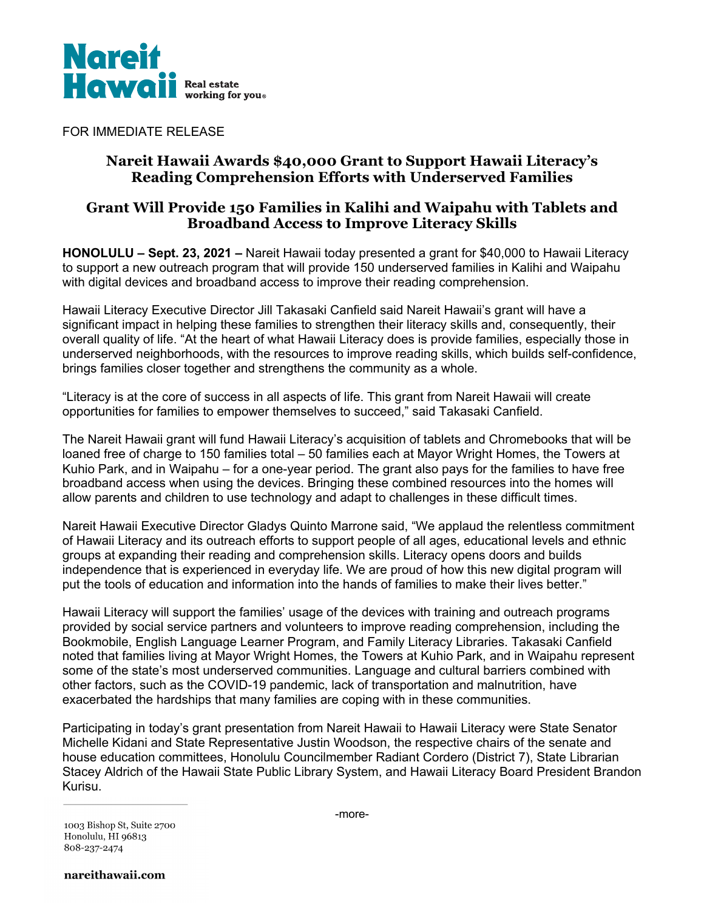Nareit Hawaii

Real estate working for you®

FOR IMMEDIATE RELEASE

## Nareit Hawaii Awards $40,000 Grant to Support Hawaii Literacy's Reading Comprehension Efforts with Underserved Families

### Grant Will Provide 150 Families in Kalihi and Waipahu with Tablets and Broadband Access to Improve Literacy Skills

**HONOLULU – Sept. 23, 2021 –** Nareit Hawaii today presented a grant for $40,000 to Hawaii Literacy to support a new outreach program that will provide 150 underserved families in Kalihi and Waipahu with digital devices and broadband access to improve their reading comprehension.

Hawaii Literacy Executive Director Jill Takasaki Canfield said Nareit Hawaii's grant will have a significant impact in helping these families to strengthen their literacy skills and, consequently, their overall quality of life. "At the heart of what Hawaii Literacy does is provide families, especially those in underserved neighborhoods, with the resources to improve reading skills, which builds self-confidence, brings families closer together and strengthens the community as a whole.

"Literacy is at the core of success in all aspects of life. This grant from Nareit Hawaii will create opportunities for families to empower themselves to succeed," said Takasaki Canfield.

The Nareit Hawaii grant will fund Hawaii Literacy's acquisition of tablets and Chromebooks that will be loaned free of charge to 150 families total – 50 families each at Mayor Wright Homes, the Towers at Kuhio Park, and in Waipahu – for a one-year period. The grant also pays for the families to have free broadband access when using the devices. Bringing these combined resources into the homes will allow parents and children to use technology and adapt to challenges in these difficult times.

Nareit Hawaii Executive Director Gladys Quinto Marrone said, "We applaud the relentless commitment of Hawaii Literacy and its outreach efforts to support people of all ages, educational levels and ethnic groups at expanding their reading and comprehension skills. Literacy opens doors and builds independence that is experienced in everyday life. We are proud of how this new digital program will put the tools of education and information into the hands of families to make their lives better."

Hawaii Literacy will support the families' usage of the devices with training and outreach programs provided by social service partners and volunteers to improve reading comprehension, including the Bookmobile, English Language Learner Program, and Family Literacy Libraries. Takasaki Canfield noted that families living at Mayor Wright Homes, the Towers at Kuhio Park, and in Waipahu represent some of the state's most underserved communities. Language and cultural barriers combined with other factors, such as the COVID-19 pandemic, lack of transportation and malnutrition, have exacerbated the hardships that many families are coping with in these communities.

Participating in today's grant presentation from Nareit Hawaii to Hawaii Literacy were State Senator Michelle Kidani and State Representative Justin Woodson, the respective chairs of the senate and house education committees, Honolulu Councilmember Radiant Cordero (District 7), State Librarian Stacey Aldrich of the Hawaii State Public Library System, and Hawaii Literacy Board President Brandon Kurisu.

-more-

1003 Bishop St, Suite 2700
Honolulu, HI 96813
808-237-2474

**nareithawaii.com**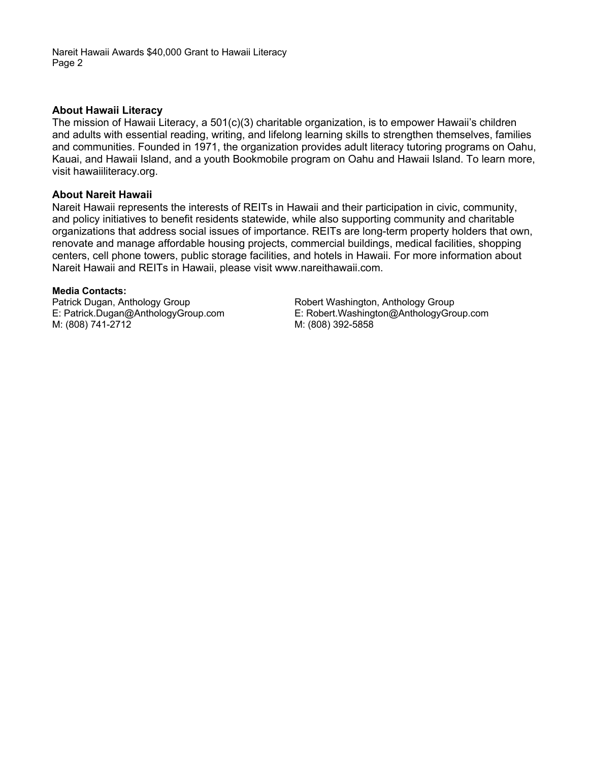**About Hawaii Literacy**

The mission of Hawaii Literacy, a 501(c)(3) charitable organization, is to empower Hawaii's children and adults with essential reading, writing, and lifelong learning skills to strengthen themselves, families and communities. Founded in 1971, the organization provides adult literacy tutoring programs on Oahu, Kauai, and Hawaii Island, and a youth Bookmobile program on Oahu and Hawaii Island. To learn more, visit hawaiiliteracy.org.

**About Nareit Hawaii**

Nareit Hawaii represents the interests of REITs in Hawaii and their participation in civic, community, and policy initiatives to benefit residents statewide, while also supporting community and charitable organizations that address social issues of importance. REITs are long-term property holders that own, renovate and manage affordable housing projects, commercial buildings, medical facilities, shopping centers, cell phone towers, public storage facilities, and hotels in Hawaii. For more information about Nareit Hawaii and REITs in Hawaii, please visit www.nareithawaii.com.

**Media Contacts:**

Patrick Dugan, Anthology Group
E: Patrick.Dugan@AnthologyGroup.com
M: (808) 741-2712

Robert Washington, Anthology Group
E: Robert.Washington@AnthologyGroup.com
M: (808) 392-5858